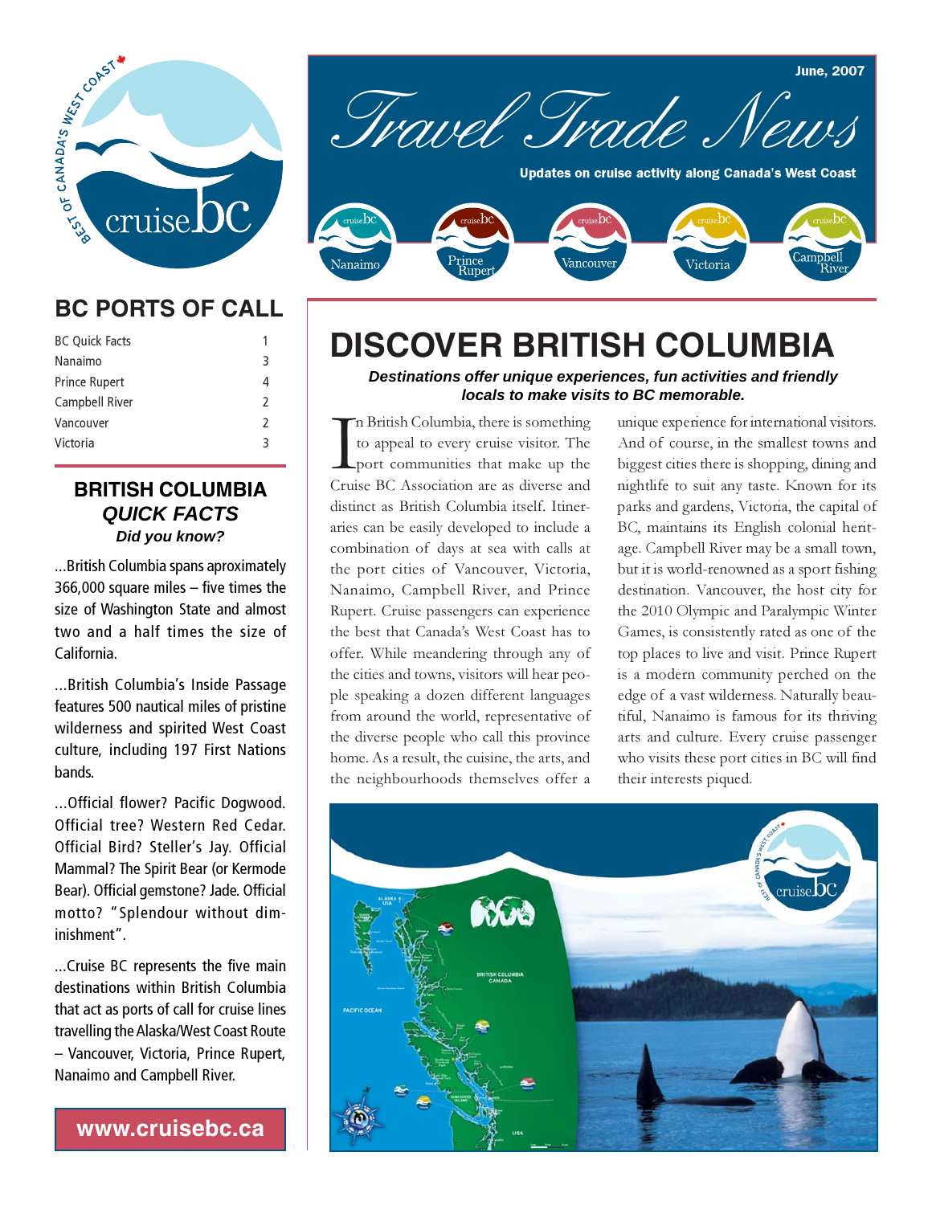June, 2007

# Travel Trade News

**Updates on cruise activity along Canada's West Coast**

Nanaimo · Prince Rupert · Vancouver · Victoria · Campbell River

## BC PORTS OF CALL

| | |
|---|---|
| BC Quick Facts | 1 |
| Nanaimo | 3 |
| Prince Rupert | 4 |
| Campbell River | 2 |
| Vancouver | 2 |
| Victoria | 3 |

## BRITISH COLUMBIA *QUICK FACTS*

***Did you know?***

...British Columbia spans aproximately 366,000 square miles – five times the size of Washington State and almost two and a half times the size of California.

...British Columbia's Inside Passage features 500 nautical miles of pristine wilderness and spirited West Coast culture, including 197 First Nations bands.

...Official flower? Pacific Dogwood. Official tree? Western Red Cedar. Official Bird? Steller's Jay. Official Mammal? The Spirit Bear (or Kermode Bear). Official gemstone? Jade. Official motto? "Splendour without diminishment".

...Cruise BC represents the five main destinations within British Columbia that act as ports of call for cruise lines travelling the Alaska/West Coast Route – Vancouver, Victoria, Prince Rupert, Nanaimo and Campbell River.

**www.cruisebc.ca**

# DISCOVER BRITISH COLUMBIA

***Destinations offer unique experiences, fun activities and friendly locals to make visits to BC memorable.***

In British Columbia, there is something to appeal to every cruise visitor. The port communities that make up the Cruise BC Association are as diverse and distinct as British Columbia itself. Itineraries can be easily developed to include a combination of days at sea with calls at the port cities of Vancouver, Victoria, Nanaimo, Campbell River, and Prince Rupert. Cruise passengers can experience the best that Canada's West Coast has to offer. While meandering through any of the cities and towns, visitors will hear people speaking a dozen different languages from around the world, representative of the diverse people who call this province home. As a result, the cuisine, the arts, and the neighbourhoods themselves offer a unique experience for international visitors. And of course, in the smallest towns and biggest cities there is shopping, dining and nightlife to suit any taste. Known for its parks and gardens, Victoria, the capital of BC, maintains its English colonial heritage. Campbell River may be a small town, but it is world-renowned as a sport fishing destination. Vancouver, the host city for the 2010 Olympic and Paralympic Winter Games, is consistently rated as one of the top places to live and visit. Prince Rupert is a modern community perched on the edge of a vast wilderness. Naturally beautiful, Nanaimo is famous for its thriving arts and culture. Every cruise passenger who visits these port cities in BC will find their interests piqued.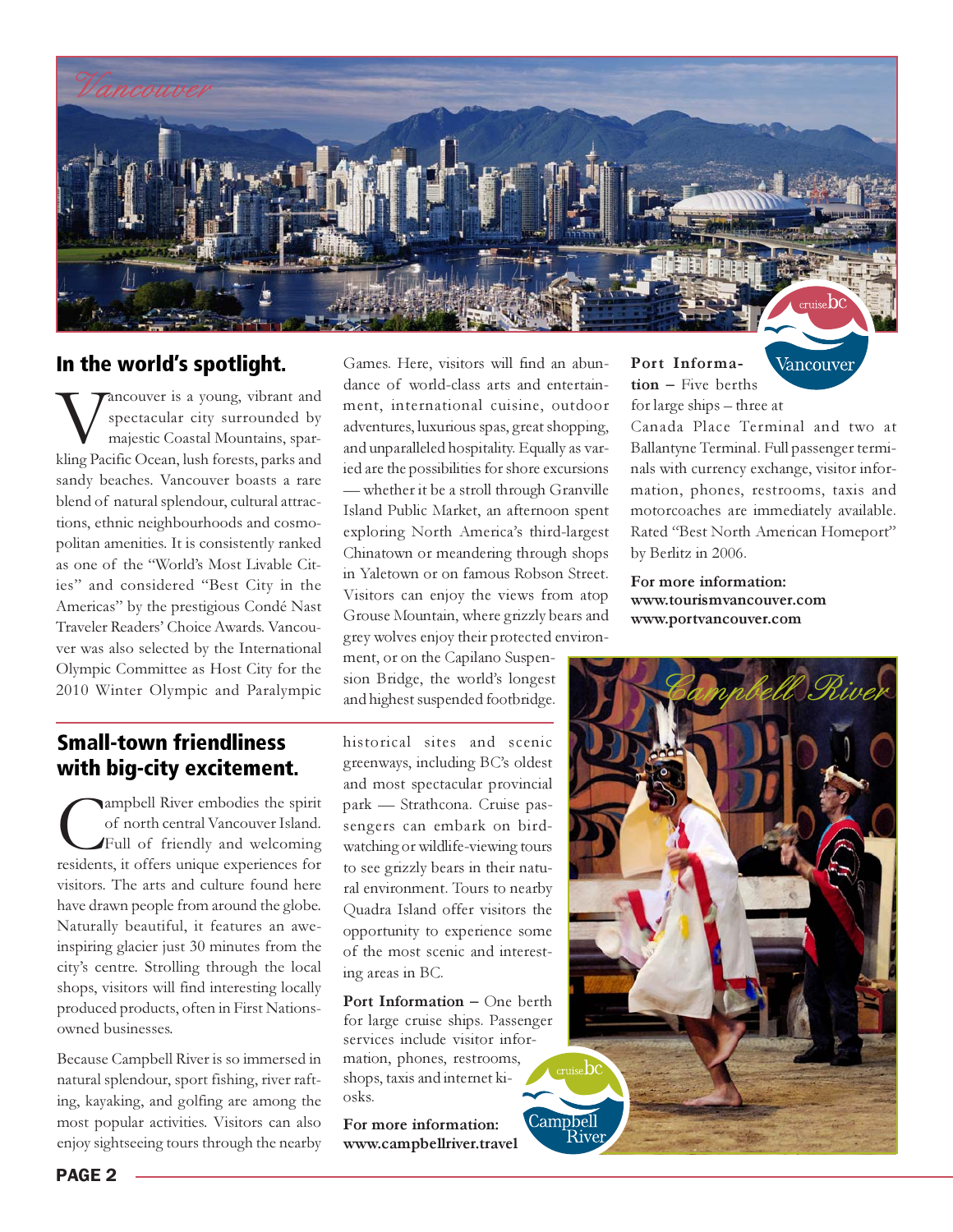*Vancouver*

## In the world's spotlight.

Vancouver is a young, vibrant and spectacular city surrounded by majestic Coastal Mountains, sparkling Pacific Ocean, lush forests, parks and sandy beaches. Vancouver boasts a rare blend of natural splendour, cultural attractions, ethnic neighbourhoods and cosmopolitan amenities. It is consistently ranked as one of the "World's Most Livable Cities" and considered "Best City in the Americas" by the prestigious Condé Nast Traveler Readers' Choice Awards. Vancouver was also selected by the International Olympic Committee as Host City for the 2010 Winter Olympic and Paralympic Games. Here, visitors will find an abundance of world-class arts and entertainment, international cuisine, outdoor adventures, luxurious spas, great shopping, and unparalleled hospitality. Equally as varied are the possibilities for shore excursions — whether it be a stroll through Granville Island Public Market, an afternoon spent exploring North America's third-largest Chinatown or meandering through shops in Yaletown or on famous Robson Street. Visitors can enjoy the views from atop Grouse Mountain, where grizzly bears and grey wolves enjoy their protected environment, or on the Capilano Suspension Bridge, the world's longest and highest suspended footbridge.

**Port Information –** Five berths for large ships – three at Canada Place Terminal and two at Ballantyne Terminal. Full passenger terminals with currency exchange, visitor information, phones, restrooms, taxis and motorcoaches are immediately available. Rated "Best North American Homeport" by Berlitz in 2006.

**For more information:**
**www.tourismvancouver.com**
**www.portvancouver.com**

cruisebc Vancouver

## Small-town friendliness with big-city excitement.

Campbell River embodies the spirit of north central Vancouver Island. Full of friendly and welcoming residents, it offers unique experiences for visitors. The arts and culture found here have drawn people from around the globe. Naturally beautiful, it features an awe-inspiring glacier just 30 minutes from the city's centre. Strolling through the local shops, visitors will find interesting locally produced products, often in First Nations-owned businesses.

Because Campbell River is so immersed in natural splendour, sport fishing, river rafting, kayaking, and golfing are among the most popular activities. Visitors can also enjoy sightseeing tours through the nearby historical sites and scenic greenways, including BC's oldest and most spectacular provincial park — Strathcona. Cruise passengers can embark on bird-watching or wildlife-viewing tours to see grizzly bears in their natural environment. Tours to nearby Quadra Island offer visitors the opportunity to experience some of the most scenic and interesting areas in BC.

**Port Information –** One berth for large cruise ships. Passenger services include visitor information, phones, restrooms, shops, taxis and internet kiosks.

**For more information:**
**www.campbellriver.travel**

*Campbell River*

cruisebc Campbell River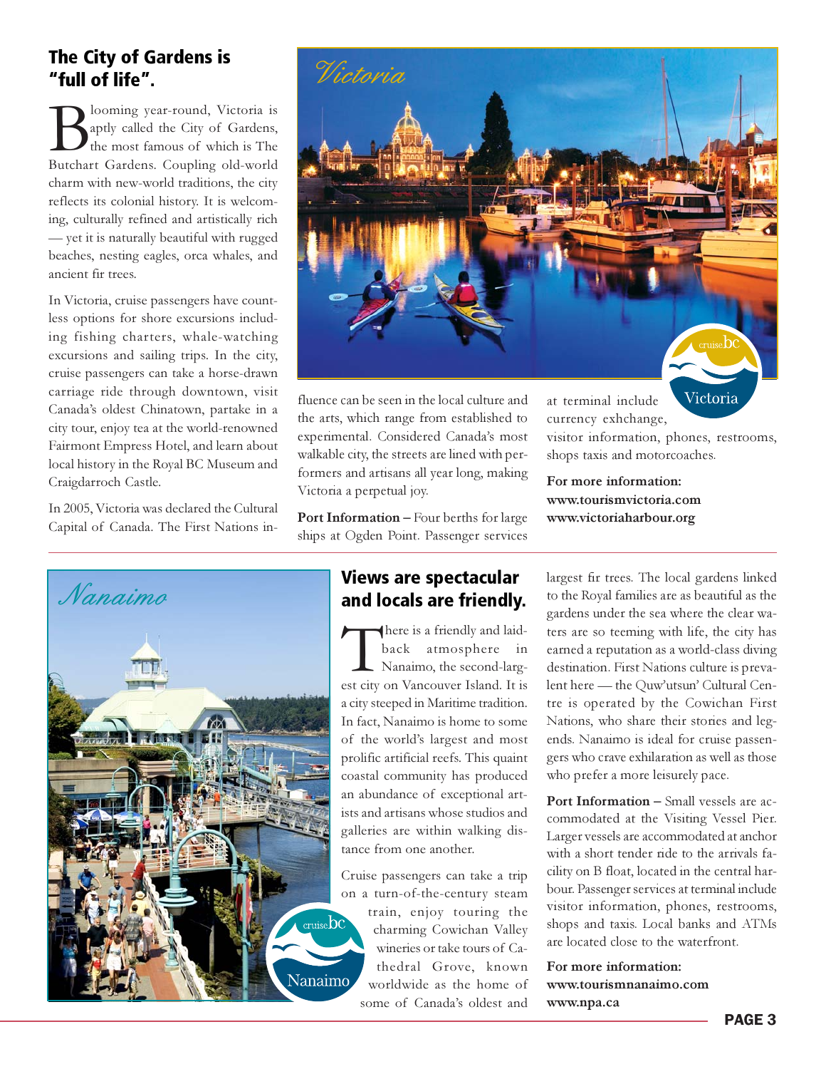## The City of Gardens is "full of life".

Blooming year-round, Victoria is aptly called the City of Gardens, the most famous of which is The Butchart Gardens. Coupling old-world charm with new-world traditions, the city reflects its colonial history. It is welcoming, culturally refined and artistically rich — yet it is naturally beautiful with rugged beaches, nesting eagles, orca whales, and ancient fir trees.

In Victoria, cruise passengers have countless options for shore excursions including fishing charters, whale-watching excursions and sailing trips. In the city, cruise passengers can take a horse-drawn carriage ride through downtown, visit Canada's oldest Chinatown, partake in a city tour, enjoy tea at the world-renowned Fairmont Empress Hotel, and learn about local history in the Royal BC Museum and Craigdarroch Castle.

In 2005, Victoria was declared the Cultural Capital of Canada. The First Nations influence can be seen in the local culture and the arts, which range from established to experimental. Considered Canada's most walkable city, the streets are lined with performers and artisans all year long, making Victoria a perpetual joy.

**Port Information –** Four berths for large ships at Ogden Point. Passenger services at terminal include currency exhchange, visitor information, phones, restrooms, shops taxis and motorcoaches.

**For more information:**
**www.tourismvictoria.com**
**www.victoriaharbour.org**

## Views are spectacular and locals are friendly.

There is a friendly and laid-back atmosphere in Nanaimo, the second-largest city on Vancouver Island. It is a city steeped in Maritime tradition. In fact, Nanaimo is home to some of the world's largest and most prolific artificial reefs. This quaint coastal community has produced an abundance of exceptional artists and artisans whose studios and galleries are within walking distance from one another.

Cruise passengers can take a trip on a turn-of-the-century steam train, enjoy touring the charming Cowichan Valley wineries or take tours of Cathedral Grove, known worldwide as the home of some of Canada's oldest and largest fir trees. The local gardens linked to the Royal families are as beautiful as the gardens under the sea where the clear waters are so teeming with life, the city has earned a reputation as a world-class diving destination. First Nations culture is prevalent here — the Quw'utsun' Cultural Centre is operated by the Cowichan First Nations, who share their stories and legends. Nanaimo is ideal for cruise passengers who crave exhilaration as well as those who prefer a more leisurely pace.

**Port Information –** Small vessels are accommodated at the Visiting Vessel Pier. Larger vessels are accommodated at anchor with a short tender ride to the arrivals facility on B float, located in the central harbour. Passenger services at terminal include visitor information, phones, restrooms, shops and taxis. Local banks and ATMs are located close to the waterfront.

**For more information:**
**www.tourismnanaimo.com**
**www.npa.ca**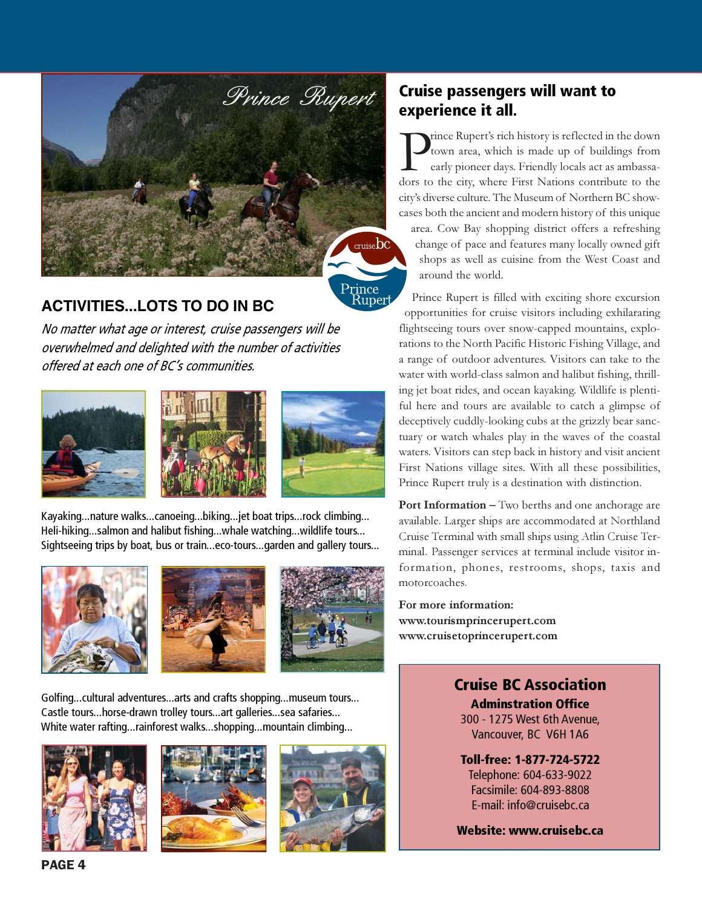## ACTIVITIES...LOTS TO DO IN BC

*No matter what age or interest, cruise passengers will be overwhelmed and delighted with the number of activities offered at each one of BC's communities.*

Kayaking...nature walks...canoeing...biking...jet boat trips...rock climbing... Heli-hiking...salmon and halibut fishing...whale watching...wildlife tours... Sightseeing trips by boat, bus or train...eco-tours...garden and gallery tours...

Golfing...cultural adventures...arts and crafts shopping...museum tours... Castle tours...horse-drawn trolley tours...art galleries...sea safaris... White water rafting...rainforest walks...shopping...mountain climbing...

## Cruise passengers will want to experience it all.

Prince Rupert's rich history is reflected in the down town area, which is made up of buildings from early pioneer days. Friendly locals act as ambassadors to the city, where First Nations contribute to the city's diverse culture. The Museum of Northern BC showcases both the ancient and modern history of this unique area. Cow Bay shopping district offers a refreshing change of pace and features many locally owned gift shops as well as cuisine from the West Coast and around the world.

Prince Rupert is filled with exciting shore excursion opportunities for cruise visitors including exhilarating flightseeing tours over snow-capped mountains, explorations to the North Pacific Historic Fishing Village, and a range of outdoor adventures. Visitors can take to the water with world-class salmon and halibut fishing, thrilling jet boat rides, and ocean kayaking. Wildlife is plentiful here and tours are available to catch a glimpse of deceptively cuddly-looking cubs at the grizzly bear sanctuary or watch whales play in the waves of the coastal waters. Visitors can step back in history and visit ancient First Nations village sites. With all these possibilities, Prince Rupert truly is a destination with distinction.

**Port Information –** Two berths and one anchorage are available. Larger ships are accommodated at Northland Cruise Terminal with small ships using Atlin Cruise Terminal. Passenger services at terminal include visitor information, phones, restrooms, shops, taxis and motorcoaches.

**For more information:**
**www.tourismprincerupert.com**
**www.cruisetoprincerupert.com**

**Cruise BC Association**
**Adminstration Office**
300 - 1275 West 6th Avenue,
Vancouver, BC V6H 1A6

**Toll-free: 1-877-724-5722**
Telephone: 604-633-9022
Facsimile: 604-893-8808
E-mail: info@cruisebc.ca

**Website: www.cruisebc.ca**